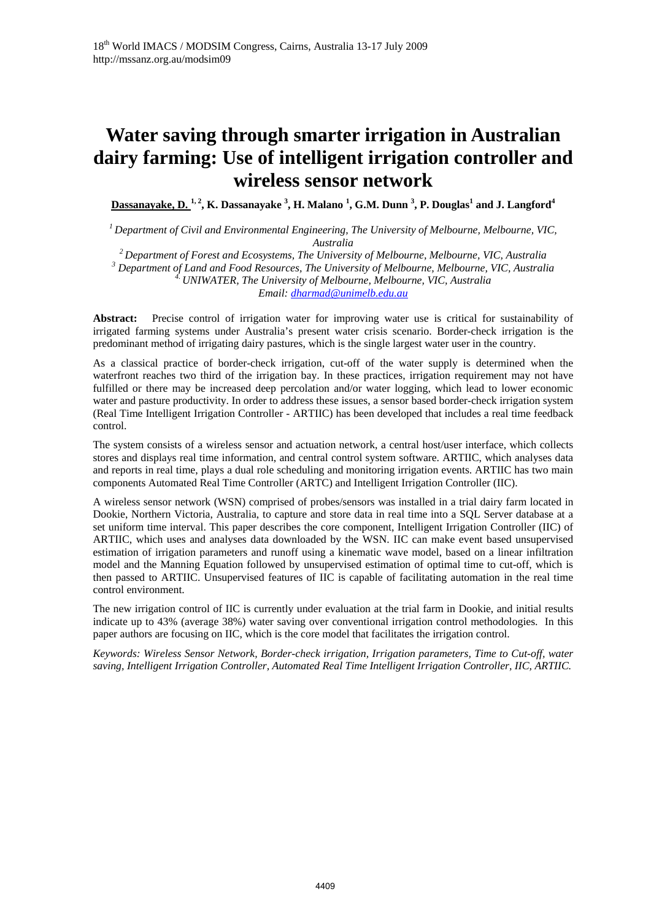# Water saving through smarter irrigation in Australian dairy farming: Use of intelligent irrigation controller and wireless sensor network

**Dassanayake, D.** [1,2], **K. Dassanayake** [3], **H. Malano** [1], **G.M. Dunn** [3], **P. Douglas**[1] **and J. Langford**[4]

*[1] Department of Civil and Environmental Engineering, The University of Melbourne, Melbourne, VIC, Australia*
*[2] Department of Forest and Ecosystems, The University of Melbourne, Melbourne, VIC, Australia*
*[3] Department of Land and Food Resources, The University of Melbourne, Melbourne, VIC, Australia*
*[4] UNIWATER, The University of Melbourne, Melbourne, VIC, Australia*
*Email: dharmad@unimelb.edu.au*

**Abstract:** Precise control of irrigation water for improving water use is critical for sustainability of irrigated farming systems under Australia's present water crisis scenario. Border-check irrigation is the predominant method of irrigating dairy pastures, which is the single largest water user in the country.

As a classical practice of border-check irrigation, cut-off of the water supply is determined when the waterfront reaches two third of the irrigation bay. In these practices, irrigation requirement may not have fulfilled or there may be increased deep percolation and/or water logging, which lead to lower economic water and pasture productivity. In order to address these issues, a sensor based border-check irrigation system (Real Time Intelligent Irrigation Controller - ARTIIC) has been developed that includes a real time feedback control.

The system consists of a wireless sensor and actuation network, a central host/user interface, which collects stores and displays real time information, and central control system software. ARTIIC, which analyses data and reports in real time, plays a dual role scheduling and monitoring irrigation events. ARTIIC has two main components Automated Real Time Controller (ARTC) and Intelligent Irrigation Controller (IIC).

A wireless sensor network (WSN) comprised of probes/sensors was installed in a trial dairy farm located in Dookie, Northern Victoria, Australia, to capture and store data in real time into a SQL Server database at a set uniform time interval. This paper describes the core component, Intelligent Irrigation Controller (IIC) of ARTIIC, which uses and analyses data downloaded by the WSN. IIC can make event based unsupervised estimation of irrigation parameters and runoff using a kinematic wave model, based on a linear infiltration model and the Manning Equation followed by unsupervised estimation of optimal time to cut-off, which is then passed to ARTIIC. Unsupervised features of IIC is capable of facilitating automation in the real time control environment.

The new irrigation control of IIC is currently under evaluation at the trial farm in Dookie, and initial results indicate up to 43% (average 38%) water saving over conventional irrigation control methodologies. In this paper authors are focusing on IIC, which is the core model that facilitates the irrigation control.

*Keywords: Wireless Sensor Network, Border-check irrigation, Irrigation parameters, Time to Cut-off, water saving, Intelligent Irrigation Controller, Automated Real Time Intelligent Irrigation Controller, IIC, ARTIIC.*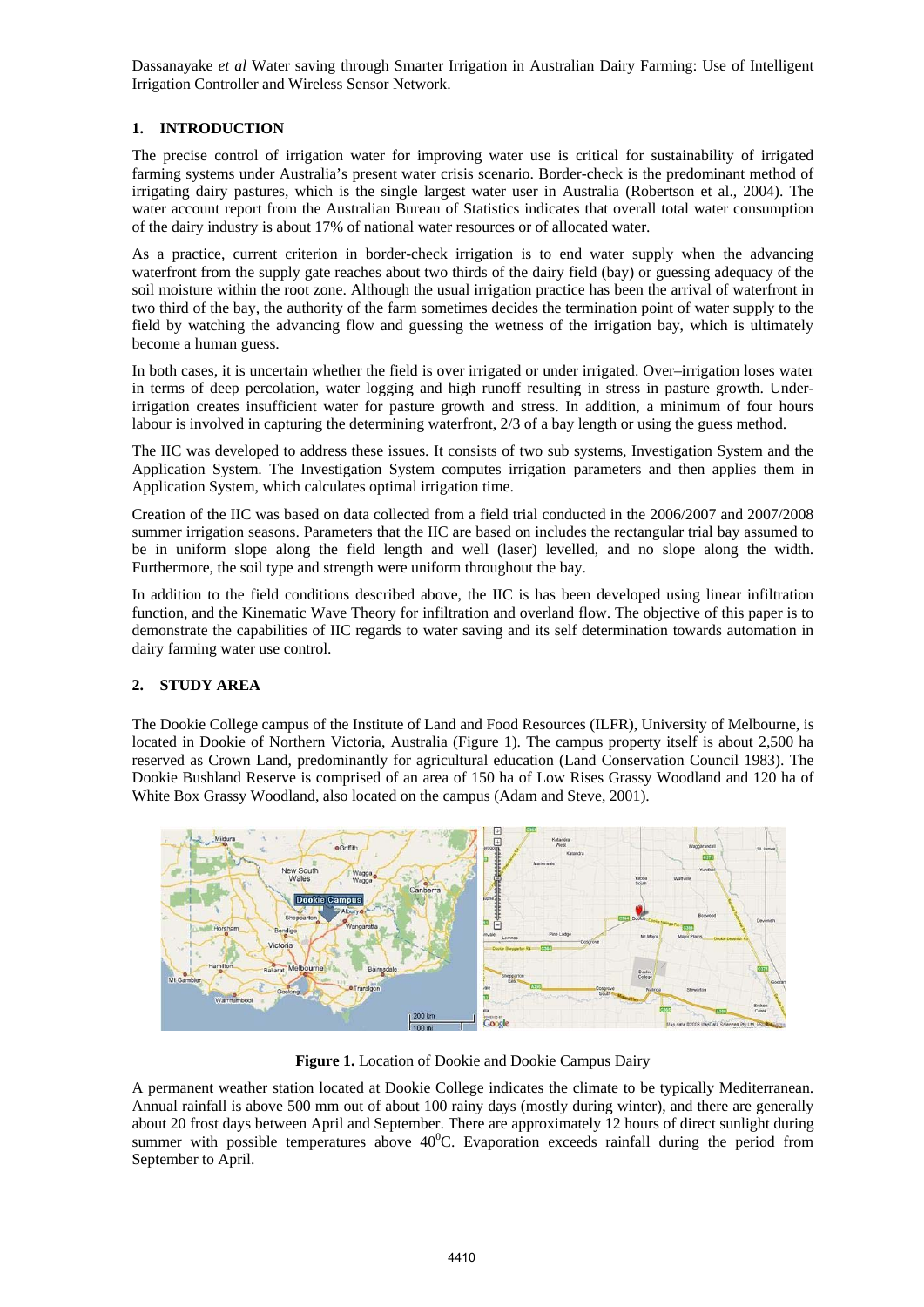## 1. INTRODUCTION

The precise control of irrigation water for improving water use is critical for sustainability of irrigated farming systems under Australia's present water crisis scenario. Border-check is the predominant method of irrigating dairy pastures, which is the single largest water user in Australia (Robertson et al., 2004). The water account report from the Australian Bureau of Statistics indicates that overall total water consumption of the dairy industry is about 17% of national water resources or of allocated water.

As a practice, current criterion in border-check irrigation is to end water supply when the advancing waterfront from the supply gate reaches about two thirds of the dairy field (bay) or guessing adequacy of the soil moisture within the root zone. Although the usual irrigation practice has been the arrival of waterfront in two third of the bay, the authority of the farm sometimes decides the termination point of water supply to the field by watching the advancing flow and guessing the wetness of the irrigation bay, which is ultimately become a human guess.

In both cases, it is uncertain whether the field is over irrigated or under irrigated. Over–irrigation loses water in terms of deep percolation, water logging and high runoff resulting in stress in pasture growth. Under-irrigation creates insufficient water for pasture growth and stress. In addition, a minimum of four hours labour is involved in capturing the determining waterfront, 2/3 of a bay length or using the guess method.

The IIC was developed to address these issues. It consists of two sub systems, Investigation System and the Application System. The Investigation System computes irrigation parameters and then applies them in Application System, which calculates optimal irrigation time.

Creation of the IIC was based on data collected from a field trial conducted in the 2006/2007 and 2007/2008 summer irrigation seasons. Parameters that the IIC are based on includes the rectangular trial bay assumed to be in uniform slope along the field length and well (laser) levelled, and no slope along the width. Furthermore, the soil type and strength were uniform throughout the bay.

In addition to the field conditions described above, the IIC is has been developed using linear infiltration function, and the Kinematic Wave Theory for infiltration and overland flow. The objective of this paper is to demonstrate the capabilities of IIC regards to water saving and its self determination towards automation in dairy farming water use control.

## 2. STUDY AREA

The Dookie College campus of the Institute of Land and Food Resources (ILFR), University of Melbourne, is located in Dookie of Northern Victoria, Australia (Figure 1). The campus property itself is about 2,500 ha reserved as Crown Land, predominantly for agricultural education (Land Conservation Council 1983). The Dookie Bushland Reserve is comprised of an area of 150 ha of Low Rises Grassy Woodland and 120 ha of White Box Grassy Woodland, also located on the campus (Adam and Steve, 2001).

**Figure 1.** Location of Dookie and Dookie Campus Dairy

A permanent weather station located at Dookie College indicates the climate to be typically Mediterranean. Annual rainfall is above 500 mm out of about 100 rainy days (mostly during winter), and there are generally about 20 frost days between April and September. There are approximately 12 hours of direct sunlight during summer with possible temperatures above 40$^0$C. Evaporation exceeds rainfall during the period from September to April.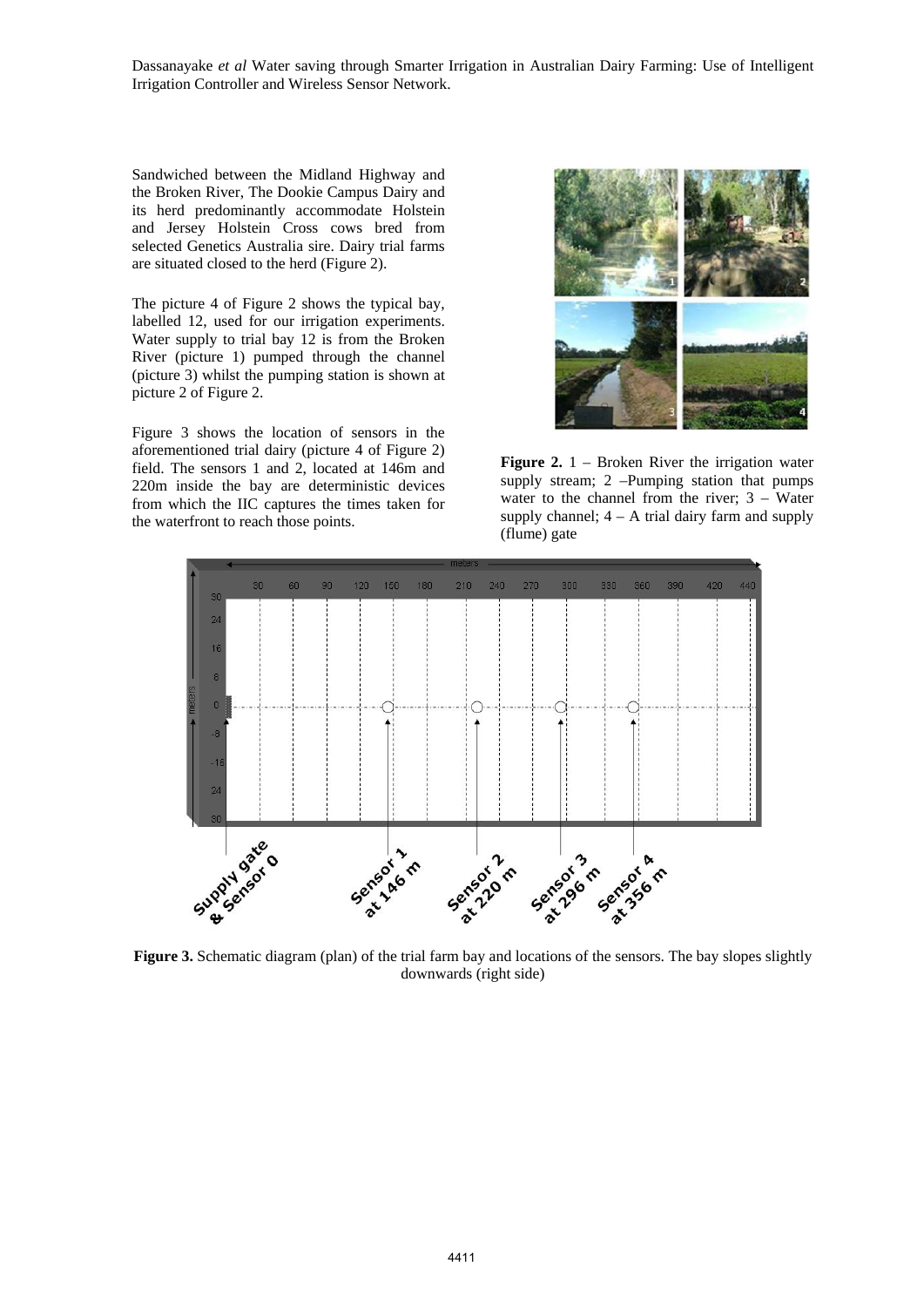Sandwiched between the Midland Highway and the Broken River, The Dookie Campus Dairy and its herd predominantly accommodate Holstein and Jersey Holstein Cross cows bred from selected Genetics Australia sire. Dairy trial farms are situated closed to the herd (Figure 2).

The picture 4 of Figure 2 shows the typical bay, labelled 12, used for our irrigation experiments. Water supply to trial bay 12 is from the Broken River (picture 1) pumped through the channel (picture 3) whilst the pumping station is shown at picture 2 of Figure 2.

Figure 3 shows the location of sensors in the aforementioned trial dairy (picture 4 of Figure 2) field. The sensors 1 and 2, located at 146m and 220m inside the bay are deterministic devices from which the IIC captures the times taken for the waterfront to reach those points.

**Figure 2.** 1 – Broken River the irrigation water supply stream; 2 –Pumping station that pumps water to the channel from the river; 3 – Water supply channel; 4 – A trial dairy farm and supply (flume) gate

**Figure 3.** Schematic diagram (plan) of the trial farm bay and locations of the sensors. The bay slopes slightly downwards (right side)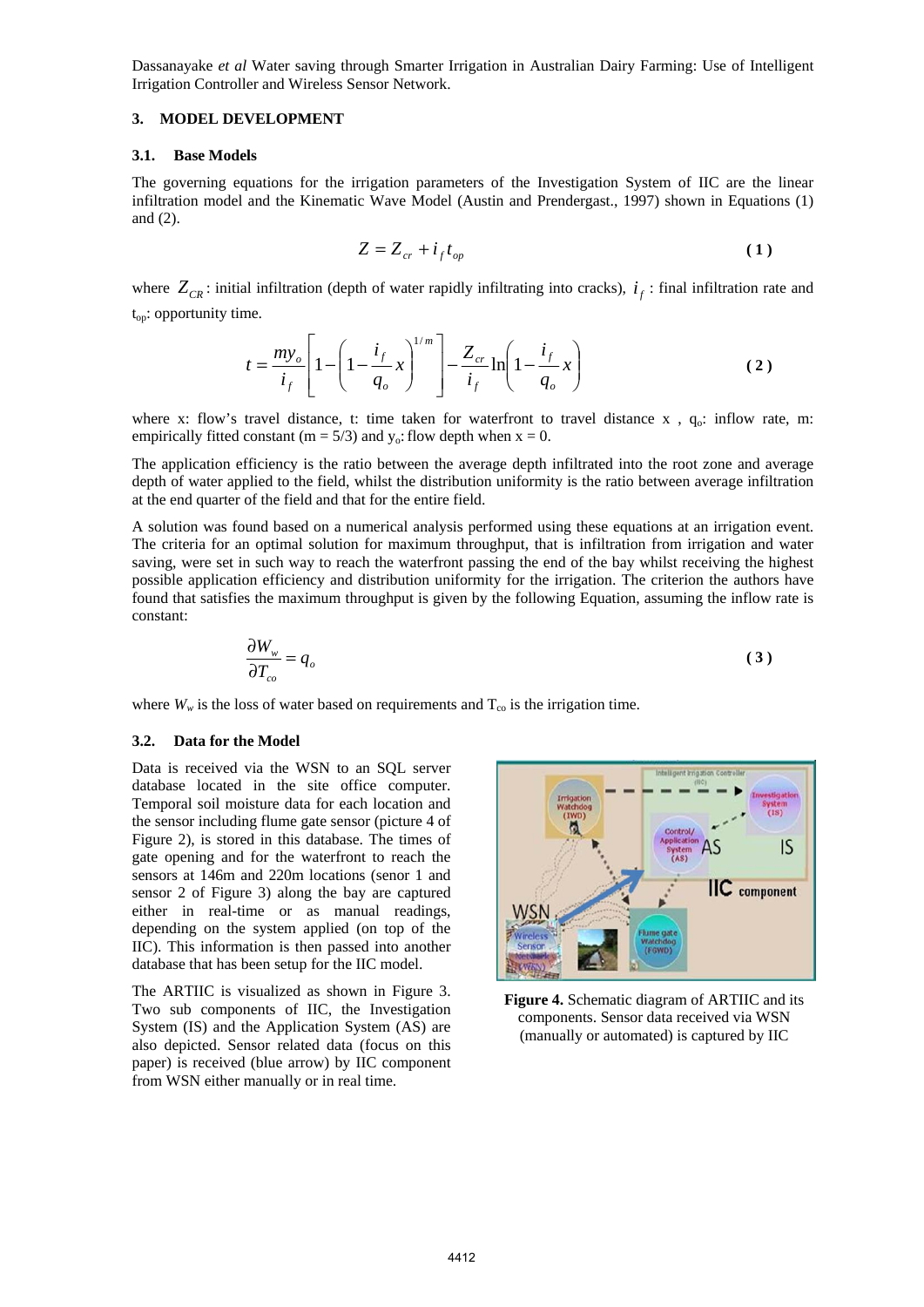### 3. MODEL DEVELOPMENT

#### 3.1. Base Models

The governing equations for the irrigation parameters of the Investigation System of IIC are the linear infiltration model and the Kinematic Wave Model (Austin and Prendergast., 1997) shown in Equations (1) and (2).

$$Z = Z_{cr} + i_f t_{op} \tag{1}$$

where $Z_{CR}$: initial infiltration (depth of water rapidly infiltrating into cracks), $i_f$ : final infiltration rate and $t_{op}$: opportunity time.

$$t = \frac{my_o}{i_f}\left[1 - \left(1 - \frac{i_f}{q_o}x\right)^{1/m}\right] - \frac{Z_{cr}}{i_f}\ln\left(1 - \frac{i_f}{q_o}x\right) \tag{2}$$

where x: flow's travel distance, t: time taken for waterfront to travel distance x , $q_o$: inflow rate, m: empirically fitted constant (m = 5/3) and $y_o$: flow depth when x = 0.

The application efficiency is the ratio between the average depth infiltrated into the root zone and average depth of water applied to the field, whilst the distribution uniformity is the ratio between average infiltration at the end quarter of the field and that for the entire field.

A solution was found based on a numerical analysis performed using these equations at an irrigation event. The criteria for an optimal solution for maximum throughput, that is infiltration from irrigation and water saving, were set in such way to reach the waterfront passing the end of the bay whilst receiving the highest possible application efficiency and distribution uniformity for the irrigation. The criterion the authors have found that satisfies the maximum throughput is given by the following Equation, assuming the inflow rate is constant:

$$\frac{\partial W_w}{\partial T_{co}} = q_o \tag{3}$$

where $W_w$ is the loss of water based on requirements and $T_{co}$ is the irrigation time.

#### 3.2. Data for the Model

Data is received via the WSN to an SQL server database located in the site office computer. Temporal soil moisture data for each location and the sensor including flume gate sensor (picture 4 of Figure 2), is stored in this database. The times of gate opening and for the waterfront to reach the sensors at 146m and 220m locations (senor 1 and sensor 2 of Figure 3) along the bay are captured either in real-time or as manual readings, depending on the system applied (on top of the IIC). This information is then passed into another database that has been setup for the IIC model.

The ARTIIC is visualized as shown in Figure 3. Two sub components of IIC, the Investigation System (IS) and the Application System (AS) are also depicted. Sensor related data (focus on this paper) is received (blue arrow) by IIC component from WSN either manually or in real time.

**Figure 4.** Schematic diagram of ARTIIC and its components. Sensor data received via WSN (manually or automated) is captured by IIC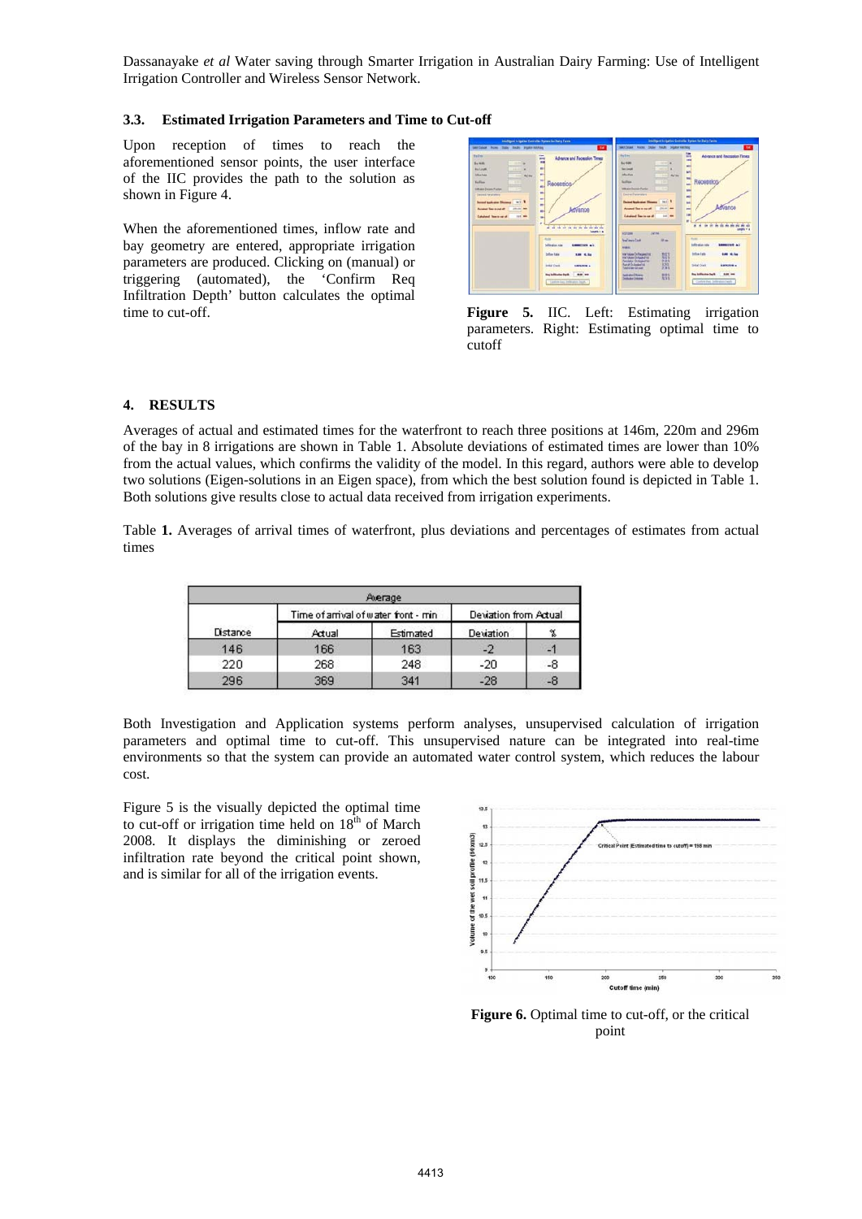### 3.3. Estimated Irrigation Parameters and Time to Cut-off

Upon reception of times to reach the aforementioned sensor points, the user interface of the IIC provides the path to the solution as shown in Figure 4.

When the aforementioned times, inflow rate and bay geometry are entered, appropriate irrigation parameters are produced. Clicking on (manual) or triggering (automated), the 'Confirm Req Infiltration Depth' button calculates the optimal time to cut-off.

**Figure 5.** IIC. Left: Estimating irrigation parameters. Right: Estimating optimal time to cutoff

## 4. RESULTS

Averages of actual and estimated times for the waterfront to reach three positions at 146m, 220m and 296m of the bay in 8 irrigations are shown in Table 1. Absolute deviations of estimated times are lower than 10% from the actual values, which confirms the validity of the model. In this regard, authors were able to develop two solutions (Eigen-solutions in an Eigen space), from which the best solution found is depicted in Table 1. Both solutions give results close to actual data received from irrigation experiments.

Table **1.** Averages of arrival times of waterfront, plus deviations and percentages of estimates from actual times

| Average | | | | |
|---|---|---|---|---|
| | Time of arrival of water front - min | | Deviation from Actual | |
| Distance | Actual | Estimated | Deviation | % |
| 146 | 166 | 163 | -2 | -1 |
| 220 | 268 | 248 | -20 | -8 |
| 296 | 369 | 341 | -28 | -8 |

Both Investigation and Application systems perform analyses, unsupervised calculation of irrigation parameters and optimal time to cut-off. This unsupervised nature can be integrated into real-time environments so that the system can provide an automated water control system, which reduces the labour cost.

Figure 5 is the visually depicted the optimal time to cut-off or irrigation time held on 18th of March 2008. It displays the diminishing or zeroed infiltration rate beyond the critical point shown, and is similar for all of the irrigation events.

**Figure 6.** Optimal time to cut-off, or the critical point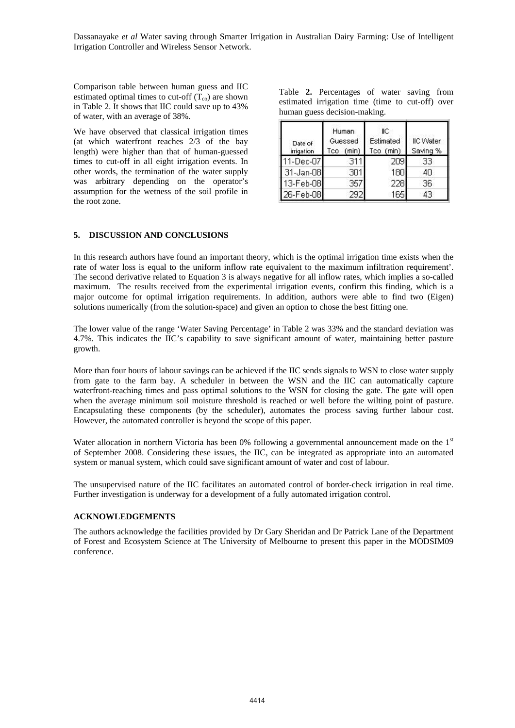Comparison table between human guess and IIC estimated optimal times to cut-off ($T_{co}$) are shown in Table 2. It shows that IIC could save up to 43% of water, with an average of 38%.

We have observed that classical irrigation times (at which waterfront reaches 2/3 of the bay length) were higher than that of human-guessed times to cut-off in all eight irrigation events. In other words, the termination of the water supply was arbitrary depending on the operator's assumption for the wetness of the soil profile in the root zone.

Table **2.** Percentages of water saving from estimated irrigation time (time to cut-off) over human guess decision-making.

| Date of irrigation | Human Guessed Tco (min) | IIC Estimated Tco (min) | IIC Water Saving % |
|---|---|---|---|
| 11-Dec-07 | 311 | 209 | 33 |
| 31-Jan-08 | 301 | 180 | 40 |
| 13-Feb-08 | 357 | 228 | 36 |
| 26-Feb-08 | 292 | 165 | 43 |

## 5. DISCUSSION AND CONCLUSIONS

In this research authors have found an important theory, which is the optimal irrigation time exists when the rate of water loss is equal to the uniform inflow rate equivalent to the maximum infiltration requirement'. The second derivative related to Equation 3 is always negative for all inflow rates, which implies a so-called maximum. The results received from the experimental irrigation events, confirm this finding, which is a major outcome for optimal irrigation requirements. In addition, authors were able to find two (Eigen) solutions numerically (from the solution-space) and given an option to chose the best fitting one.

The lower value of the range 'Water Saving Percentage' in Table 2 was 33% and the standard deviation was 4.7%. This indicates the IIC's capability to save significant amount of water, maintaining better pasture growth.

More than four hours of labour savings can be achieved if the IIC sends signals to WSN to close water supply from gate to the farm bay. A scheduler in between the WSN and the IIC can automatically capture waterfront-reaching times and pass optimal solutions to the WSN for closing the gate. The gate will open when the average minimum soil moisture threshold is reached or well before the wilting point of pasture. Encapsulating these components (by the scheduler), automates the process saving further labour cost. However, the automated controller is beyond the scope of this paper.

Water allocation in northern Victoria has been 0% following a governmental announcement made on the 1st of September 2008. Considering these issues, the IIC, can be integrated as appropriate into an automated system or manual system, which could save significant amount of water and cost of labour.

The unsupervised nature of the IIC facilitates an automated control of border-check irrigation in real time. Further investigation is underway for a development of a fully automated irrigation control.

## ACKNOWLEDGEMENTS

The authors acknowledge the facilities provided by Dr Gary Sheridan and Dr Patrick Lane of the Department of Forest and Ecosystem Science at The University of Melbourne to present this paper in the MODSIM09 conference.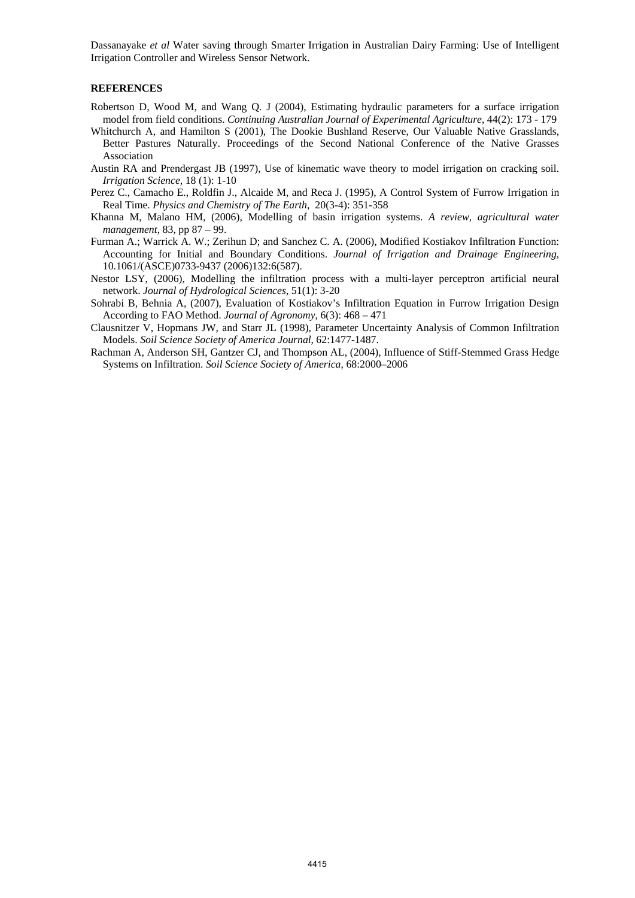## REFERENCES

Robertson D, Wood M, and Wang Q. J (2004), Estimating hydraulic parameters for a surface irrigation model from field conditions. *Continuing Australian Journal of Experimental Agriculture*, 44(2): 173 - 179

Whitchurch A, and Hamilton S (2001), The Dookie Bushland Reserve, Our Valuable Native Grasslands, Better Pastures Naturally. Proceedings of the Second National Conference of the Native Grasses Association

Austin RA and Prendergast JB (1997), Use of kinematic wave theory to model irrigation on cracking soil. *Irrigation Science*, 18 (1): 1-10

Perez C., Camacho E., Roldfin J., Alcaide M, and Reca J. (1995), A Control System of Furrow Irrigation in Real Time. *Physics and Chemistry of The Earth*, 20(3-4): 351-358

Khanna M, Malano HM, (2006), Modelling of basin irrigation systems. *A review, agricultural water management*, 83, pp 87 – 99.

Furman A.; Warrick A. W.; Zerihun D; and Sanchez C. A. (2006), Modified Kostiakov Infiltration Function: Accounting for Initial and Boundary Conditions. *Journal of Irrigation and Drainage Engineering*, 10.1061/(ASCE)0733-9437 (2006)132:6(587).

Nestor LSY, (2006), Modelling the infiltration process with a multi-layer perceptron artificial neural network. *Journal of Hydrological Sciences*, 51(1): 3-20

Sohrabi B, Behnia A, (2007), Evaluation of Kostiakov's Infiltration Equation in Furrow Irrigation Design According to FAO Method. *Journal of Agronomy*, 6(3): 468 – 471

Clausnitzer V, Hopmans JW, and Starr JL (1998), Parameter Uncertainty Analysis of Common Infiltration Models. *Soil Science Society of America Journal*, 62:1477-1487.

Rachman A, Anderson SH, Gantzer CJ, and Thompson AL, (2004), Influence of Stiff-Stemmed Grass Hedge Systems on Infiltration. *Soil Science Society of America*, 68:2000–2006